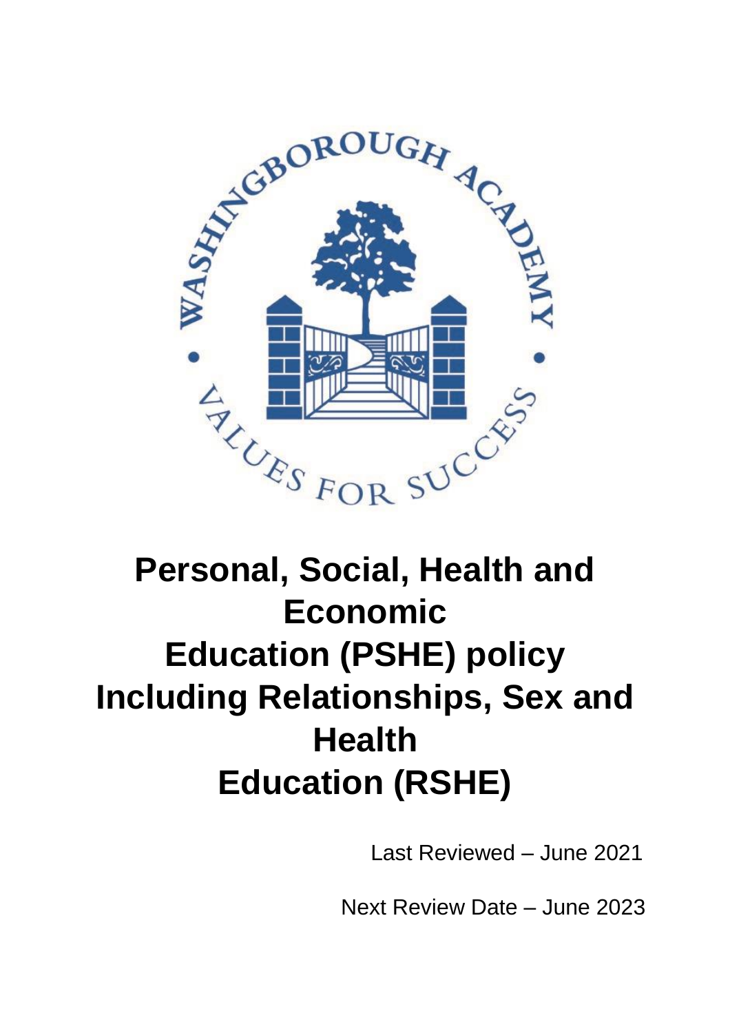# Personal, Social, Health and Economic Education (PSHE) policy Including Relationships, Sex and Health Education (RSHE)

Last Reviewed – June 2021

Next Review Date – June 2023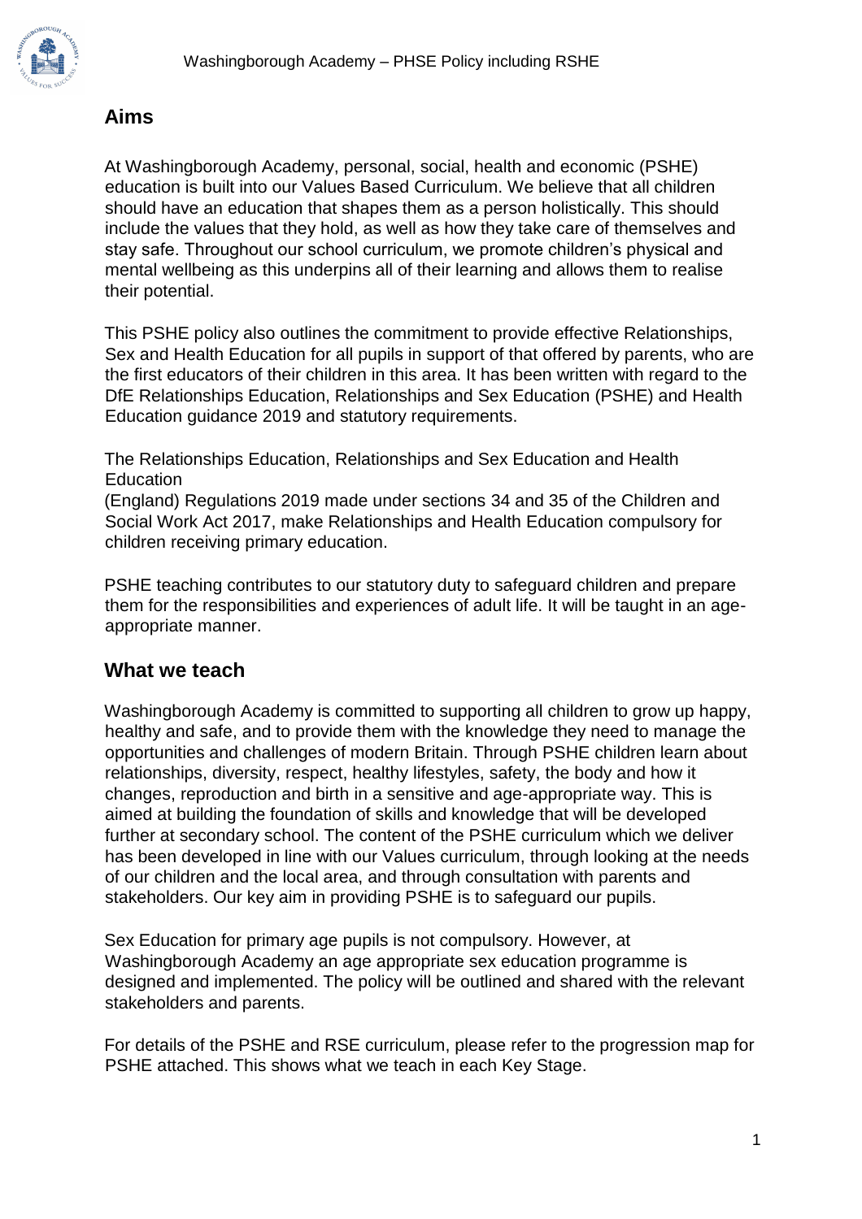## Aims

At Washingborough Academy, personal, social, health and economic (PSHE) education is built into our Values Based Curriculum. We believe that all children should have an education that shapes them as a person holistically. This should include the values that they hold, as well as how they take care of themselves and stay safe. Throughout our school curriculum, we promote children's physical and mental wellbeing as this underpins all of their learning and allows them to realise their potential.

This PSHE policy also outlines the commitment to provide effective Relationships, Sex and Health Education for all pupils in support of that offered by parents, who are the first educators of their children in this area. It has been written with regard to the DfE Relationships Education, Relationships and Sex Education (PSHE) and Health Education guidance 2019 and statutory requirements.

The Relationships Education, Relationships and Sex Education and Health Education
(England) Regulations 2019 made under sections 34 and 35 of the Children and Social Work Act 2017, make Relationships and Health Education compulsory for children receiving primary education.

PSHE teaching contributes to our statutory duty to safeguard children and prepare them for the responsibilities and experiences of adult life. It will be taught in an age-appropriate manner.

## What we teach

Washingborough Academy is committed to supporting all children to grow up happy, healthy and safe, and to provide them with the knowledge they need to manage the opportunities and challenges of modern Britain. Through PSHE children learn about relationships, diversity, respect, healthy lifestyles, safety, the body and how it changes, reproduction and birth in a sensitive and age-appropriate way. This is aimed at building the foundation of skills and knowledge that will be developed further at secondary school. The content of the PSHE curriculum which we deliver has been developed in line with our Values curriculum, through looking at the needs of our children and the local area, and through consultation with parents and stakeholders. Our key aim in providing PSHE is to safeguard our pupils.

Sex Education for primary age pupils is not compulsory. However, at Washingborough Academy an age appropriate sex education programme is designed and implemented. The policy will be outlined and shared with the relevant stakeholders and parents.

For details of the PSHE and RSE curriculum, please refer to the progression map for PSHE attached. This shows what we teach in each Key Stage.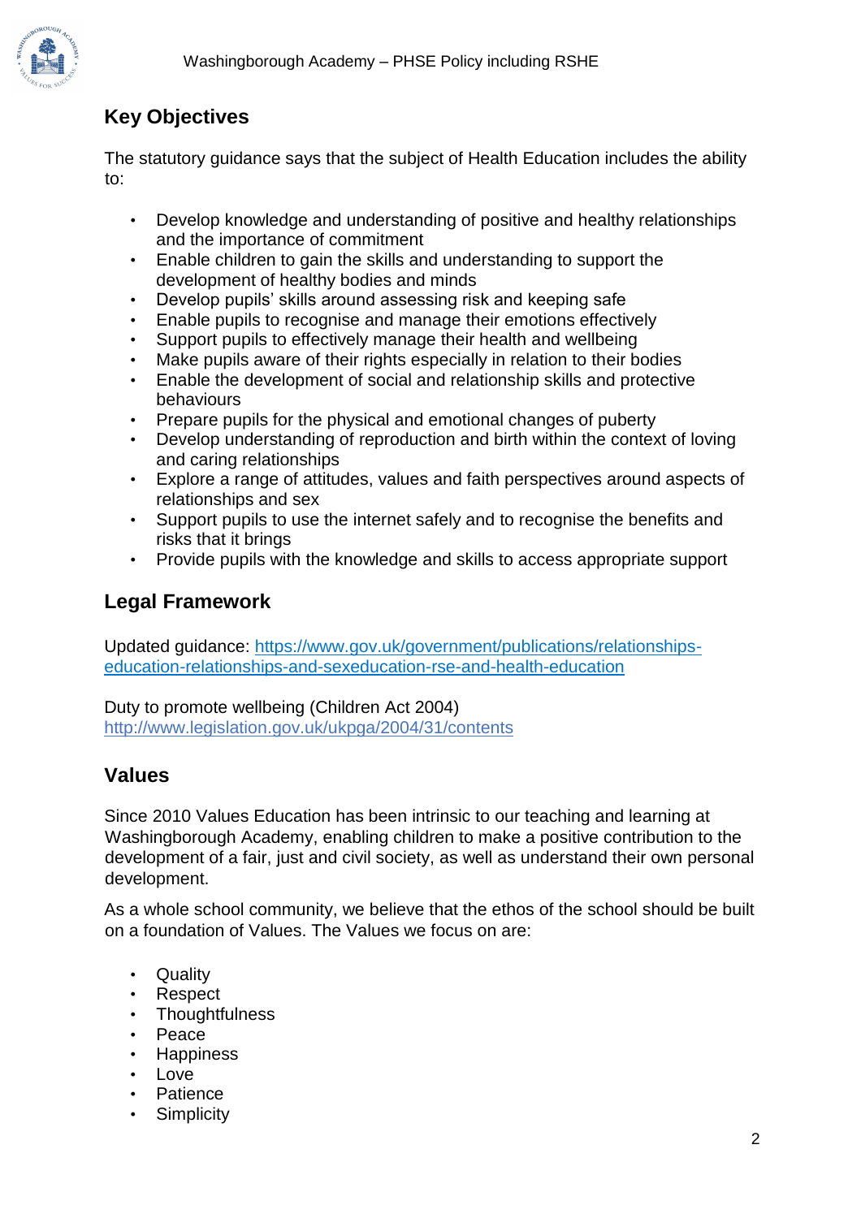## Key Objectives

The statutory guidance says that the subject of Health Education includes the ability to:

- Develop knowledge and understanding of positive and healthy relationships and the importance of commitment
- Enable children to gain the skills and understanding to support the development of healthy bodies and minds
- Develop pupils' skills around assessing risk and keeping safe
- Enable pupils to recognise and manage their emotions effectively
- Support pupils to effectively manage their health and wellbeing
- Make pupils aware of their rights especially in relation to their bodies
- Enable the development of social and relationship skills and protective behaviours
- Prepare pupils for the physical and emotional changes of puberty
- Develop understanding of reproduction and birth within the context of loving and caring relationships
- Explore a range of attitudes, values and faith perspectives around aspects of relationships and sex
- Support pupils to use the internet safely and to recognise the benefits and risks that it brings
- Provide pupils with the knowledge and skills to access appropriate support

## Legal Framework

Updated guidance: [https://www.gov.uk/government/publications/relationships-education-relationships-and-sexeducation-rse-and-health-education](https://www.gov.uk/government/publications/relationships-education-relationships-and-sexeducation-rse-and-health-education)

Duty to promote wellbeing (Children Act 2004)
[http://www.legislation.gov.uk/ukpga/2004/31/contents](http://www.legislation.gov.uk/ukpga/2004/31/contents)

## Values

Since 2010 Values Education has been intrinsic to our teaching and learning at Washingborough Academy, enabling children to make a positive contribution to the development of a fair, just and civil society, as well as understand their own personal development.

As a whole school community, we believe that the ethos of the school should be built on a foundation of Values. The Values we focus on are:

- Quality
- Respect
- Thoughtfulness
- Peace
- Happiness
- Love
- Patience
- Simplicity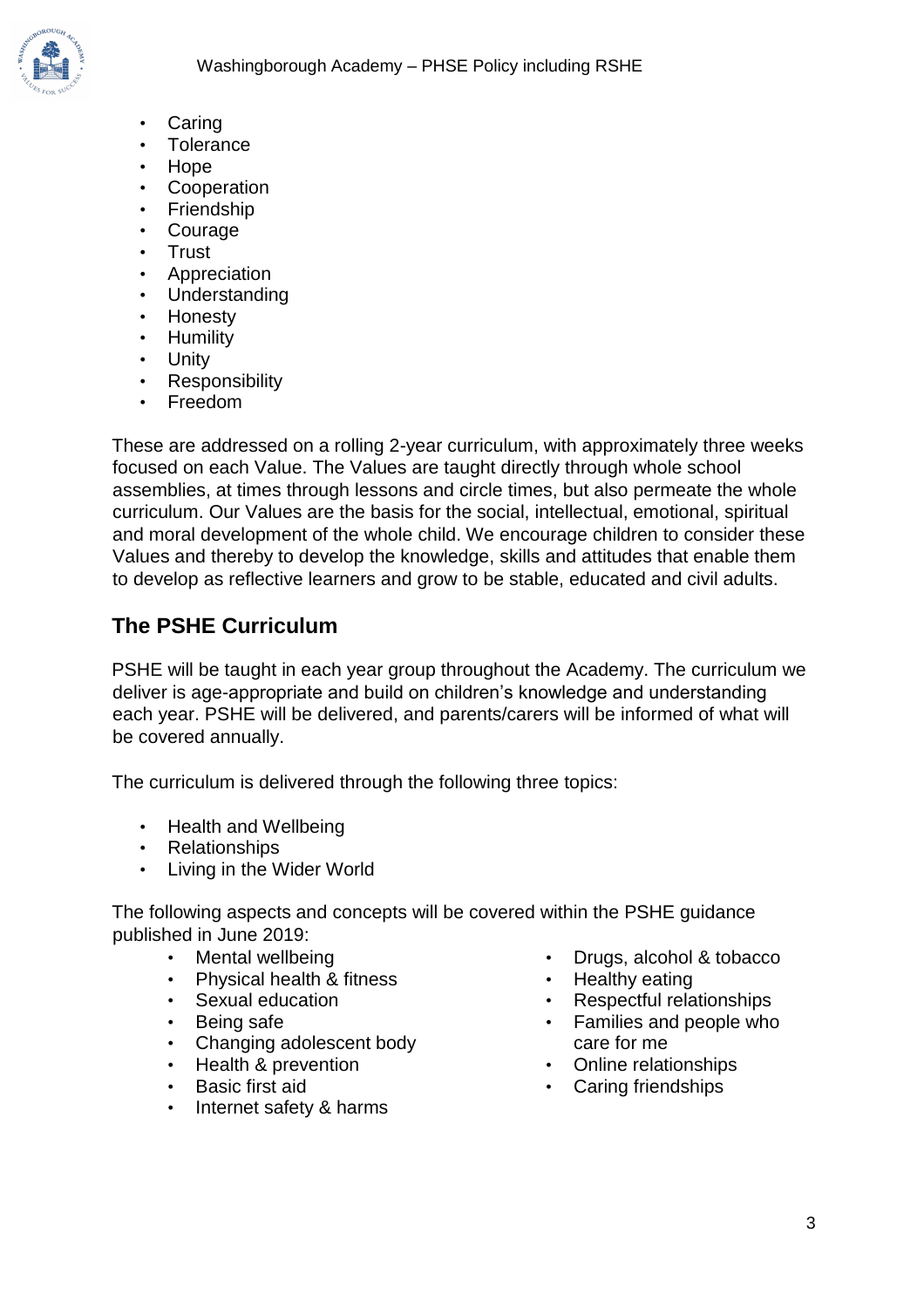- Caring
- Tolerance
- Hope
- Cooperation
- Friendship
- Courage
- Trust
- Appreciation
- Understanding
- Honesty
- Humility
- Unity
- Responsibility
- Freedom

These are addressed on a rolling 2-year curriculum, with approximately three weeks focused on each Value. The Values are taught directly through whole school assemblies, at times through lessons and circle times, but also permeate the whole curriculum. Our Values are the basis for the social, intellectual, emotional, spiritual and moral development of the whole child. We encourage children to consider these Values and thereby to develop the knowledge, skills and attitudes that enable them to develop as reflective learners and grow to be stable, educated and civil adults.

## The PSHE Curriculum

PSHE will be taught in each year group throughout the Academy. The curriculum we deliver is age-appropriate and build on children's knowledge and understanding each year. PSHE will be delivered, and parents/carers will be informed of what will be covered annually.

The curriculum is delivered through the following three topics:

- Health and Wellbeing
- Relationships
- Living in the Wider World

The following aspects and concepts will be covered within the PSHE guidance published in June 2019:

- Mental wellbeing
- Physical health & fitness
- Sexual education
- Being safe
- Changing adolescent body
- Health & prevention
- Basic first aid
- Internet safety & harms
- Drugs, alcohol & tobacco
- Healthy eating
- Respectful relationships
- Families and people who care for me
- Online relationships
- Caring friendships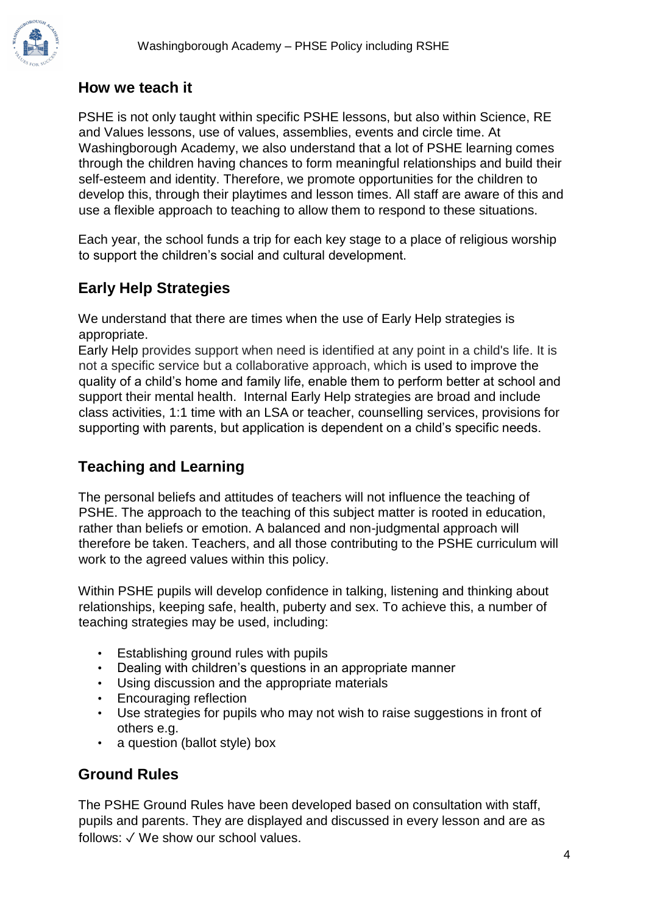## How we teach it

PSHE is not only taught within specific PSHE lessons, but also within Science, RE and Values lessons, use of values, assemblies, events and circle time. At Washingborough Academy, we also understand that a lot of PSHE learning comes through the children having chances to form meaningful relationships and build their self-esteem and identity. Therefore, we promote opportunities for the children to develop this, through their playtimes and lesson times. All staff are aware of this and use a flexible approach to teaching to allow them to respond to these situations.

Each year, the school funds a trip for each key stage to a place of religious worship to support the children's social and cultural development.

## Early Help Strategies

We understand that there are times when the use of Early Help strategies is appropriate.

Early Help provides support when need is identified at any point in a child's life. It is not a specific service but a collaborative approach, which is used to improve the quality of a child's home and family life, enable them to perform better at school and support their mental health. Internal Early Help strategies are broad and include class activities, 1:1 time with an LSA or teacher, counselling services, provisions for supporting with parents, but application is dependent on a child's specific needs.

## Teaching and Learning

The personal beliefs and attitudes of teachers will not influence the teaching of PSHE. The approach to the teaching of this subject matter is rooted in education, rather than beliefs or emotion. A balanced and non-judgmental approach will therefore be taken. Teachers, and all those contributing to the PSHE curriculum will work to the agreed values within this policy.

Within PSHE pupils will develop confidence in talking, listening and thinking about relationships, keeping safe, health, puberty and sex. To achieve this, a number of teaching strategies may be used, including:

- Establishing ground rules with pupils
- Dealing with children's questions in an appropriate manner
- Using discussion and the appropriate materials
- Encouraging reflection
- Use strategies for pupils who may not wish to raise suggestions in front of others e.g.
- a question (ballot style) box

## Ground Rules

The PSHE Ground Rules have been developed based on consultation with staff, pupils and parents. They are displayed and discussed in every lesson and are as follows: ✓ We show our school values.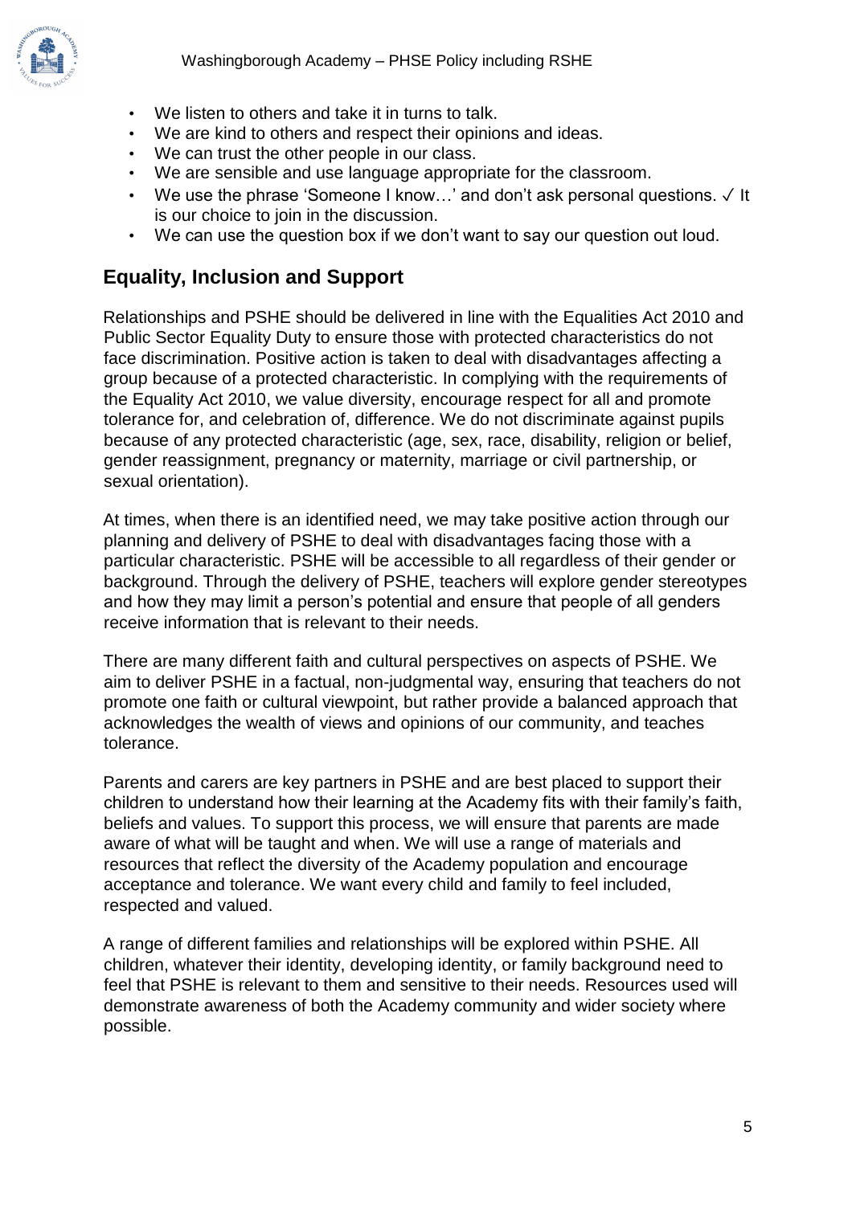- We listen to others and take it in turns to talk.
- We are kind to others and respect their opinions and ideas.
- We can trust the other people in our class.
- We are sensible and use language appropriate for the classroom.
- We use the phrase 'Someone I know…' and don't ask personal questions. ✓ It is our choice to join in the discussion.
- We can use the question box if we don't want to say our question out loud.

## Equality, Inclusion and Support

Relationships and PSHE should be delivered in line with the Equalities Act 2010 and Public Sector Equality Duty to ensure those with protected characteristics do not face discrimination. Positive action is taken to deal with disadvantages affecting a group because of a protected characteristic. In complying with the requirements of the Equality Act 2010, we value diversity, encourage respect for all and promote tolerance for, and celebration of, difference. We do not discriminate against pupils because of any protected characteristic (age, sex, race, disability, religion or belief, gender reassignment, pregnancy or maternity, marriage or civil partnership, or sexual orientation).

At times, when there is an identified need, we may take positive action through our planning and delivery of PSHE to deal with disadvantages facing those with a particular characteristic. PSHE will be accessible to all regardless of their gender or background. Through the delivery of PSHE, teachers will explore gender stereotypes and how they may limit a person's potential and ensure that people of all genders receive information that is relevant to their needs.

There are many different faith and cultural perspectives on aspects of PSHE. We aim to deliver PSHE in a factual, non-judgmental way, ensuring that teachers do not promote one faith or cultural viewpoint, but rather provide a balanced approach that acknowledges the wealth of views and opinions of our community, and teaches tolerance.

Parents and carers are key partners in PSHE and are best placed to support their children to understand how their learning at the Academy fits with their family's faith, beliefs and values. To support this process, we will ensure that parents are made aware of what will be taught and when. We will use a range of materials and resources that reflect the diversity of the Academy population and encourage acceptance and tolerance. We want every child and family to feel included, respected and valued.

A range of different families and relationships will be explored within PSHE. All children, whatever their identity, developing identity, or family background need to feel that PSHE is relevant to them and sensitive to their needs. Resources used will demonstrate awareness of both the Academy community and wider society where possible.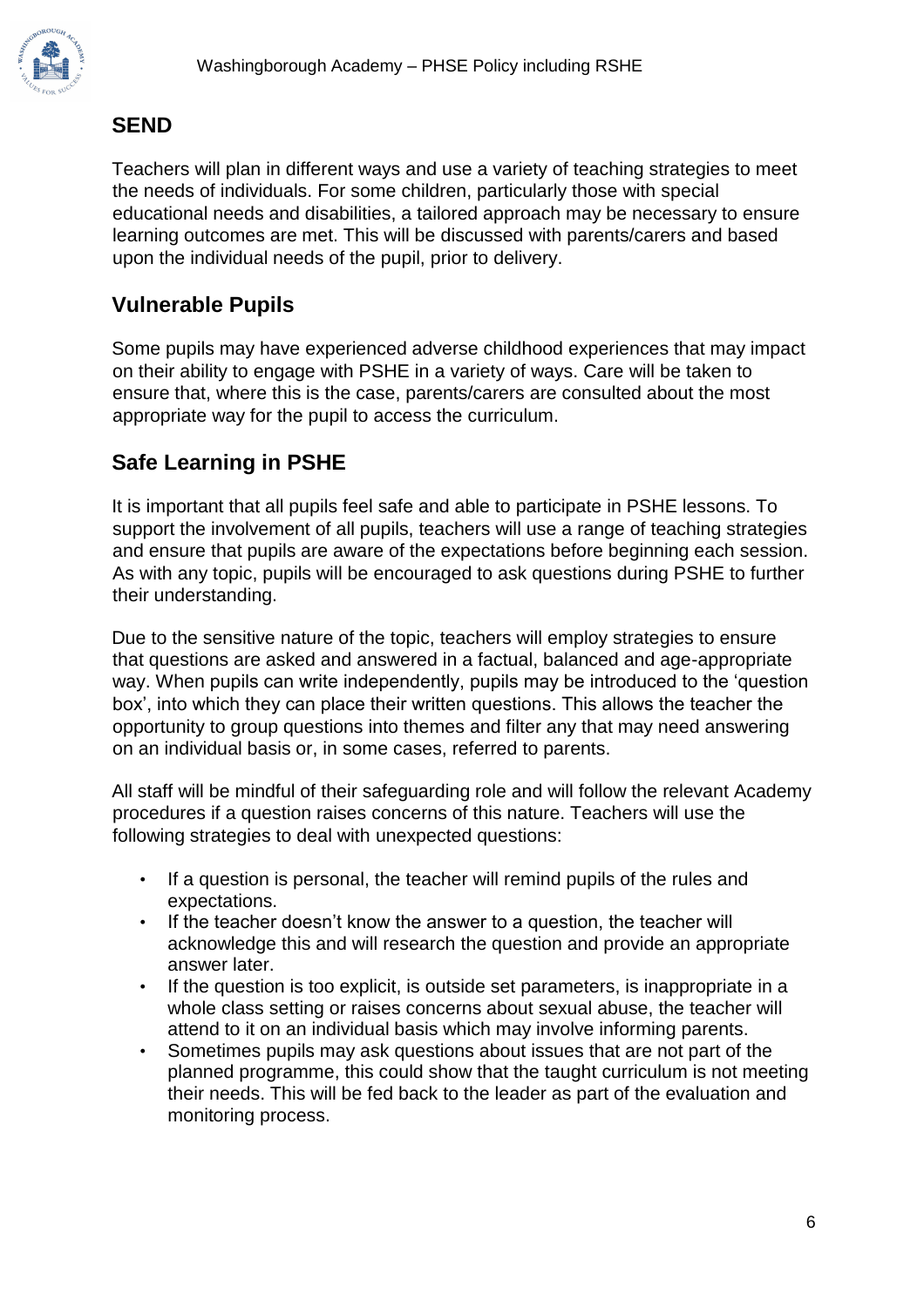## SEND

Teachers will plan in different ways and use a variety of teaching strategies to meet the needs of individuals. For some children, particularly those with special educational needs and disabilities, a tailored approach may be necessary to ensure learning outcomes are met. This will be discussed with parents/carers and based upon the individual needs of the pupil, prior to delivery.

## Vulnerable Pupils

Some pupils may have experienced adverse childhood experiences that may impact on their ability to engage with PHSE in a variety of ways. Care will be taken to ensure that, where this is the case, parents/carers are consulted about the most appropriate way for the pupil to access the curriculum.

## Safe Learning in PSHE

It is important that all pupils feel safe and able to participate in PSHE lessons. To support the involvement of all pupils, teachers will use a range of teaching strategies and ensure that pupils are aware of the expectations before beginning each session. As with any topic, pupils will be encouraged to ask questions during PSHE to further their understanding.

Due to the sensitive nature of the topic, teachers will employ strategies to ensure that questions are asked and answered in a factual, balanced and age-appropriate way. When pupils can write independently, pupils may be introduced to the 'question box', into which they can place their written questions. This allows the teacher the opportunity to group questions into themes and filter any that may need answering on an individual basis or, in some cases, referred to parents.

All staff will be mindful of their safeguarding role and will follow the relevant Academy procedures if a question raises concerns of this nature. Teachers will use the following strategies to deal with unexpected questions:

- If a question is personal, the teacher will remind pupils of the rules and expectations.
- If the teacher doesn't know the answer to a question, the teacher will acknowledge this and will research the question and provide an appropriate answer later.
- If the question is too explicit, is outside set parameters, is inappropriate in a whole class setting or raises concerns about sexual abuse, the teacher will attend to it on an individual basis which may involve informing parents.
- Sometimes pupils may ask questions about issues that are not part of the planned programme, this could show that the taught curriculum is not meeting their needs. This will be fed back to the leader as part of the evaluation and monitoring process.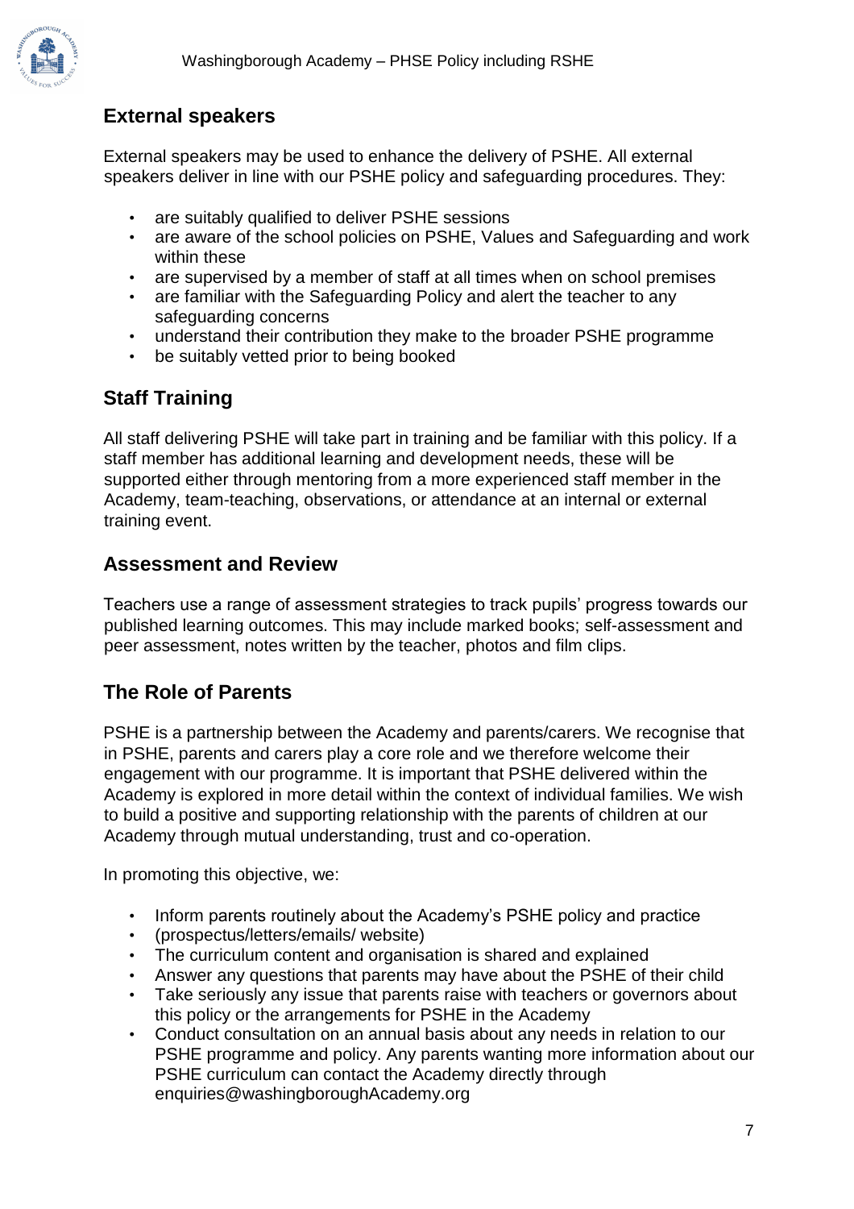## External speakers

External speakers may be used to enhance the delivery of PSHE. All external speakers deliver in line with our PSHE policy and safeguarding procedures. They:

- are suitably qualified to deliver PSHE sessions
- are aware of the school policies on PSHE, Values and Safeguarding and work within these
- are supervised by a member of staff at all times when on school premises
- are familiar with the Safeguarding Policy and alert the teacher to any safeguarding concerns
- understand their contribution they make to the broader PSHE programme
- be suitably vetted prior to being booked

## Staff Training

All staff delivering PSHE will take part in training and be familiar with this policy. If a staff member has additional learning and development needs, these will be supported either through mentoring from a more experienced staff member in the Academy, team-teaching, observations, or attendance at an internal or external training event.

## Assessment and Review

Teachers use a range of assessment strategies to track pupils' progress towards our published learning outcomes. This may include marked books; self-assessment and peer assessment, notes written by the teacher, photos and film clips.

## The Role of Parents

PSHE is a partnership between the Academy and parents/carers. We recognise that in PSHE, parents and carers play a core role and we therefore welcome their engagement with our programme. It is important that PSHE delivered within the Academy is explored in more detail within the context of individual families. We wish to build a positive and supporting relationship with the parents of children at our Academy through mutual understanding, trust and co-operation.

In promoting this objective, we:

- Inform parents routinely about the Academy's PSHE policy and practice
- (prospectus/letters/emails/ website)
- The curriculum content and organisation is shared and explained
- Answer any questions that parents may have about the PSHE of their child
- Take seriously any issue that parents raise with teachers or governors about this policy or the arrangements for PSHE in the Academy
- Conduct consultation on an annual basis about any needs in relation to our PSHE programme and policy. Any parents wanting more information about our PSHE curriculum can contact the Academy directly through enquiries@washingboroughAcademy.org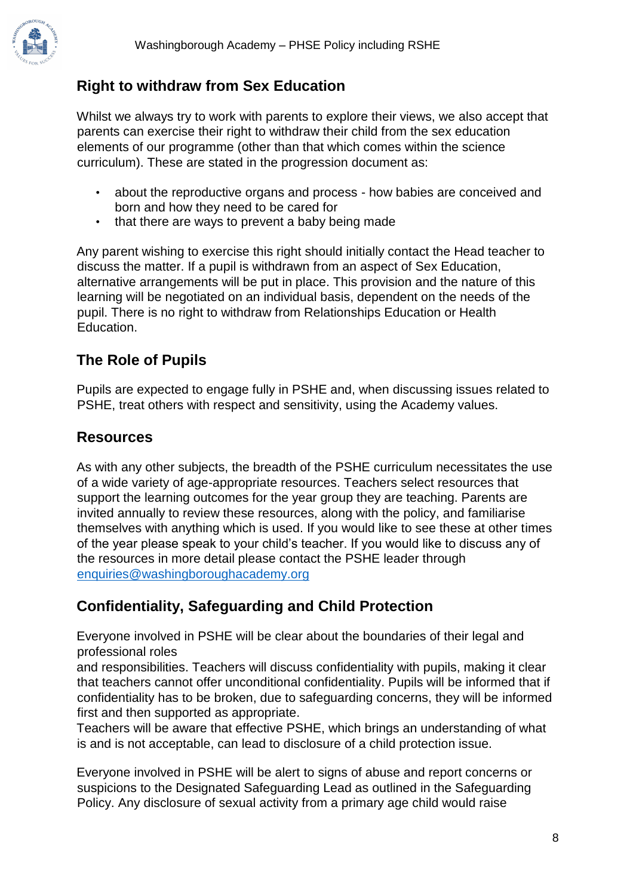## Right to withdraw from Sex Education

Whilst we always try to work with parents to explore their views, we also accept that parents can exercise their right to withdraw their child from the sex education elements of our programme (other than that which comes within the science curriculum). These are stated in the progression document as:

- about the reproductive organs and process - how babies are conceived and born and how they need to be cared for
- that there are ways to prevent a baby being made

Any parent wishing to exercise this right should initially contact the Head teacher to discuss the matter. If a pupil is withdrawn from an aspect of Sex Education, alternative arrangements will be put in place. This provision and the nature of this learning will be negotiated on an individual basis, dependent on the needs of the pupil. There is no right to withdraw from Relationships Education or Health Education.

## The Role of Pupils

Pupils are expected to engage fully in PSHE and, when discussing issues related to PSHE, treat others with respect and sensitivity, using the Academy values.

## Resources

As with any other subjects, the breadth of the PSHE curriculum necessitates the use of a wide variety of age-appropriate resources. Teachers select resources that support the learning outcomes for the year group they are teaching. Parents are invited annually to review these resources, along with the policy, and familiarise themselves with anything which is used. If you would like to see these at other times of the year please speak to your child's teacher. If you would like to discuss any of the resources in more detail please contact the PSHE leader through [enquiries@washingboroughacademy.org](mailto:enquiries@washingboroughacademy.org)

## Confidentiality, Safeguarding and Child Protection

Everyone involved in PSHE will be clear about the boundaries of their legal and professional roles and responsibilities. Teachers will discuss confidentiality with pupils, making it clear that teachers cannot offer unconditional confidentiality. Pupils will be informed that if confidentiality has to be broken, due to safeguarding concerns, they will be informed first and then supported as appropriate.
Teachers will be aware that effective PSHE, which brings an understanding of what is and is not acceptable, can lead to disclosure of a child protection issue.

Everyone involved in PSHE will be alert to signs of abuse and report concerns or suspicions to the Designated Safeguarding Lead as outlined in the Safeguarding Policy. Any disclosure of sexual activity from a primary age child would raise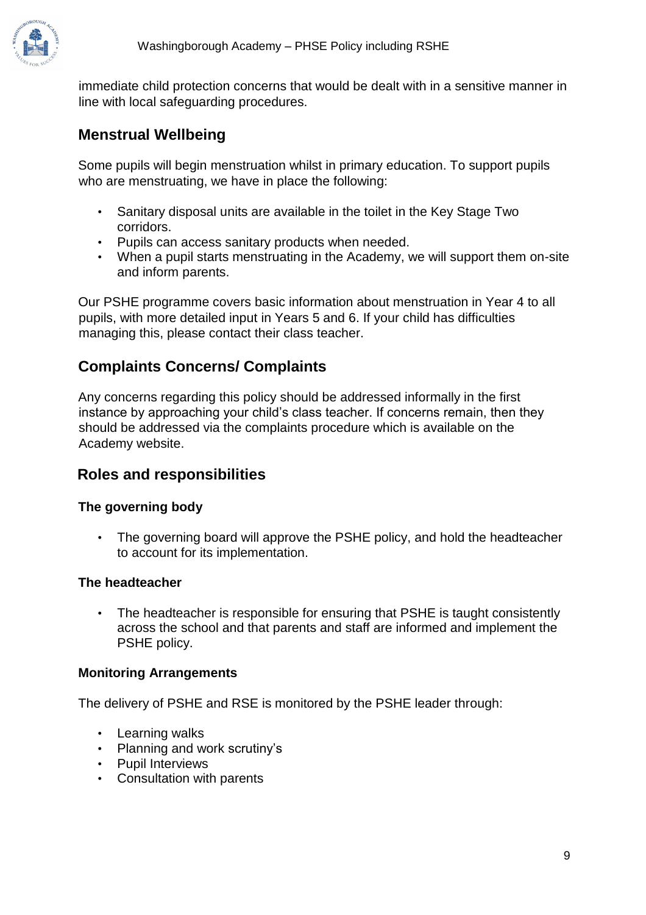immediate child protection concerns that would be dealt with in a sensitive manner in line with local safeguarding procedures.

## Menstrual Wellbeing

Some pupils will begin menstruation whilst in primary education. To support pupils who are menstruating, we have in place the following:

- Sanitary disposal units are available in the toilet in the Key Stage Two corridors.
- Pupils can access sanitary products when needed.
- When a pupil starts menstruating in the Academy, we will support them on-site and inform parents.

Our PSHE programme covers basic information about menstruation in Year 4 to all pupils, with more detailed input in Years 5 and 6. If your child has difficulties managing this, please contact their class teacher.

## Complaints Concerns/ Complaints

Any concerns regarding this policy should be addressed informally in the first instance by approaching your child's class teacher. If concerns remain, then they should be addressed via the complaints procedure which is available on the Academy website.

## Roles and responsibilities

### The governing body

- The governing board will approve the PSHE policy, and hold the headteacher to account for its implementation.

### The headteacher

- The headteacher is responsible for ensuring that PSHE is taught consistently across the school and that parents and staff are informed and implement the PSHE policy.

### Monitoring Arrangements

The delivery of PSHE and RSE is monitored by the PSHE leader through:

- Learning walks
- Planning and work scrutiny's
- Pupil Interviews
- Consultation with parents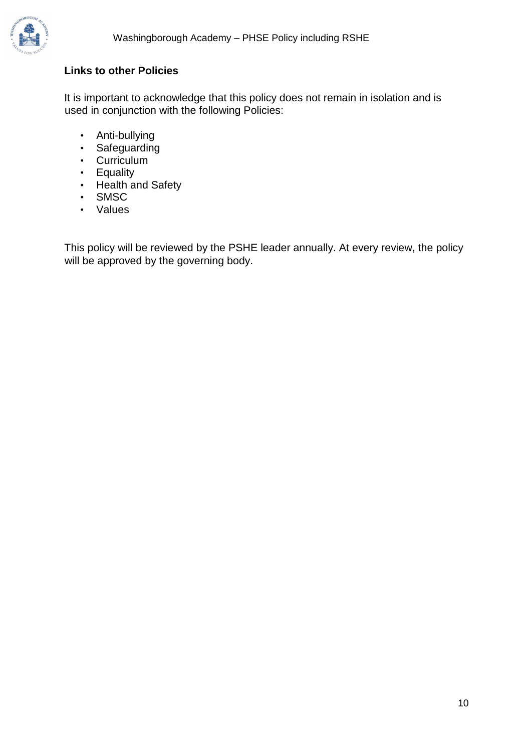## Links to other Policies

It is important to acknowledge that this policy does not remain in isolation and is used in conjunction with the following Policies:

- Anti-bullying
- Safeguarding
- Curriculum
- Equality
- Health and Safety
- SMSC
- Values

This policy will be reviewed by the PSHE leader annually. At every review, the policy will be approved by the governing body.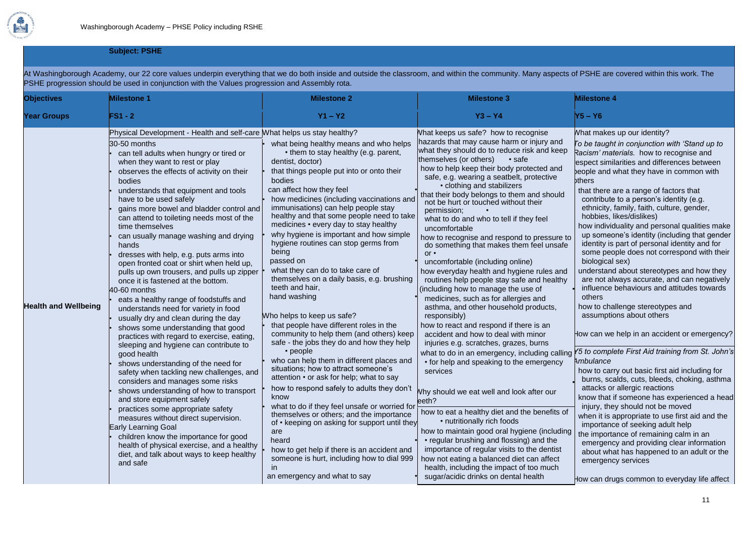**Subject: PSHE**

At Washingborough Academy, our 22 core values underpin everything that we do both inside and outside the classroom, and within the community. Many aspects of PSHE are covered within this work. The PSHE progression should be used in conjunction with the Values progression and Assembly rota.

| Objectives | Milestone 1 | Milestone 2 | Milestone 3 | Milestone 4 |
|---|---|---|---|---|
| Year Groups | FS1 - 2 | Y1 – Y2 | Y3 – Y4 | Y5 – Y6 |
| Health and Wellbeing | Physical Development - Health and self-care<br>30-50 months<br>• can tell adults when hungry or tired or when they want to rest or play<br>• observes the effects of activity on their bodies<br>• understands that equipment and tools have to be used safely<br>• gains more bowel and bladder control and can attend to toileting needs most of the time themselves<br>• can usually manage washing and drying hands<br>• dresses with help, e.g. puts arms into open fronted coat or shirt when held up, pulls up own trousers, and pulls up zipper once it is fastened at the bottom.<br>40-60 months<br>• eats a healthy range of foodstuffs and understands need for variety in food<br>• usually dry and clean during the day<br>• shows some understanding that good practices with regard to exercise, eating, sleeping and hygiene can contribute to good health<br>• shows understanding of the need for safety when tackling new challenges, and considers and manages some risks<br>• shows understanding of how to transport and store equipment safely<br>• practices some appropriate safety measures without direct supervision.<br>Early Learning Goal<br>• children know the importance for good health of physical exercise, and a healthy diet, and talk about ways to keep healthy and safe | What helps us stay healthy?<br>• what being healthy means and who helps them to stay healthy (e.g. parent, dentist, doctor)<br>• that things people put into or onto their bodies can affect how they feel<br>• how medicines (including vaccinations and immunisations) can help people stay healthy and that some people need to take medicines every day to stay healthy<br>• why hygiene is important and how simple hygiene routines can stop germs from being passed on<br>• what they can do to take care of themselves on a daily basis, e.g. brushing teeth and hair, hand washing<br><br>Who helps to keep us safe?<br>• that people have different roles in the community to help them (and others) keep safe - the jobs they do and how they help people<br>• who can help them in different places and situations; how to attract someone's attention or ask for help; what to say<br>• how to respond safely to adults they don't know<br>• what to do if they feel unsafe or worried for themselves or others; and the importance of keeping on asking for support until they are heard<br>• how to get help if there is an accident and someone is hurt, including how to dial 999 in an emergency and what to say | What keeps us safe? how to recognise hazards that may cause harm or injury and what they should do to reduce risk and keep themselves (or others) safe<br>• how to help keep their body protected and safe, e.g. wearing a seatbelt, protective clothing and stabilizers<br>• that their body belongs to them and should not be hurt or touched without their permission;<br>• what to do and who to tell if they feel uncomfortable<br>• how to recognise and respond to pressure to do something that makes them feel unsafe or uncomfortable (including online)<br>• how everyday health and hygiene rules and routines help people stay safe and healthy (including how to manage the use of medicines, such as for allergies and asthma, and other household products, responsibly)<br>• how to react and respond if there is an accident and how to deal with minor injuries e.g. scratches, grazes, burns<br>• what to do in an emergency, including calling for help and speaking to the emergency services<br><br>Why should we eat well and look after our teeth?<br>• how to eat a healthy diet and the benefits of nutritionally rich foods<br>• how to maintain good oral hygiene (including regular brushing and flossing) and the importance of regular visits to the dentist<br>• how not eating a balanced diet can affect health, including the impact of too much sugar/acidic drinks on dental health | What makes up our identity?<br>*To be taught in conjunction with 'Stand up to Racism' materials.* how to recognise and respect similarities and differences between people and what they have in common with others<br>• that there are a range of factors that contribute to a person's identity (e.g. ethnicity, family, faith, culture, gender, hobbies, likes/dislikes)<br>• how individuality and personal qualities make up someone's identity (including that gender identity is part of personal identity and for some people does not correspond with their biological sex)<br>• understand about stereotypes and how they are not always accurate, and can negatively influence behaviours and attitudes towards others<br>• how to challenge stereotypes and assumptions about others<br><br>How can we help in an accident or emergency?<br>*Y5 to complete First Aid training from St. John's Ambulance*<br>• how to carry out basic first aid including for burns, scalds, cuts, bleeds, choking, asthma attacks or allergic reactions<br>• know that if someone has experienced a head injury, they should not be moved<br>• when it is appropriate to use first aid and the importance of seeking adult help<br>• the importance of remaining calm in an emergency and providing clear information about what has happened to an adult or the emergency services<br><br>How can drugs common to everyday life affect |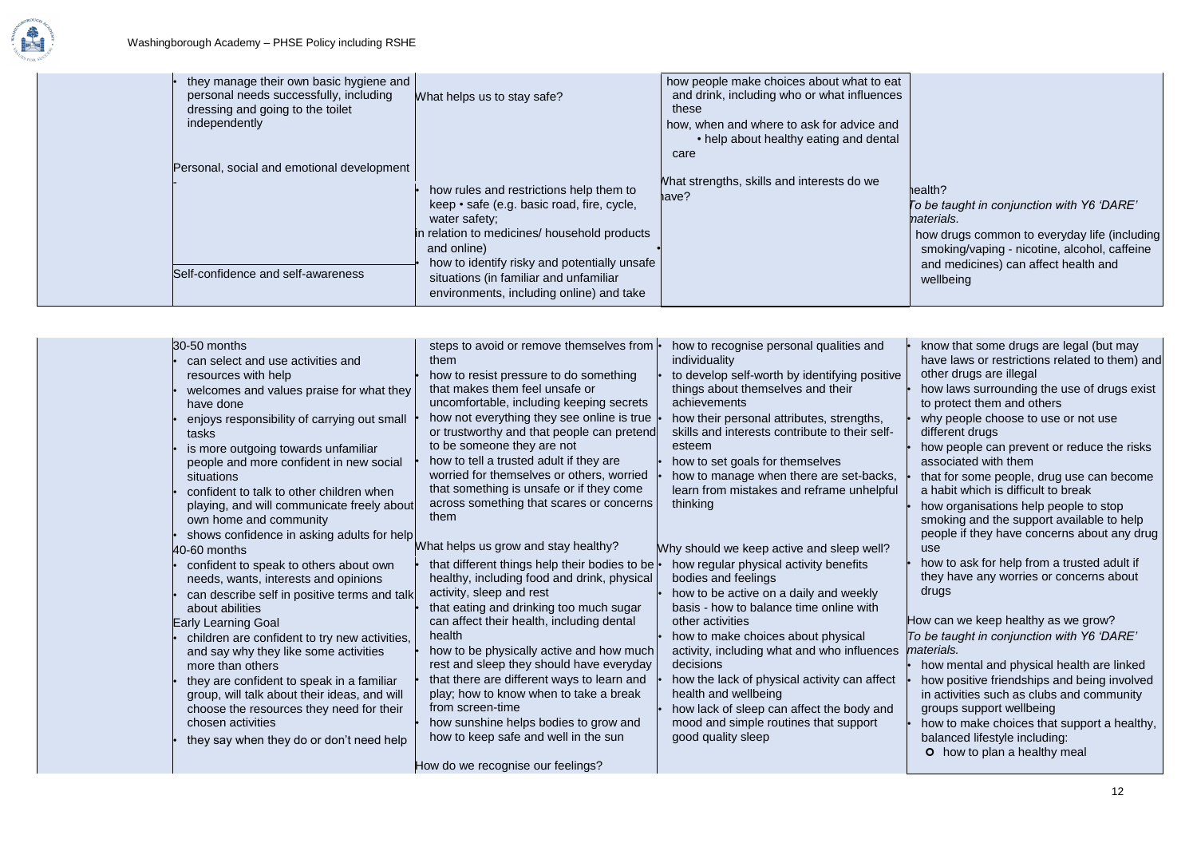| | | | | |
|---|---|---|---|---|
| | • they manage their own basic hygiene and personal needs successfully, including dressing and going to the toilet independently<br><br>Personal, social and emotional development -<br><br>Self-confidence and self-awareness | What helps us to stay safe?<br><br>• how rules and restrictions help them to keep • safe (e.g. basic road, fire, cycle, water safety;<br>in relation to medicines/ household products and online)<br>• how to identify risky and potentially unsafe situations (in familiar and unfamiliar environments, including online) and take | how people make choices about what to eat and drink, including who or what influences these<br>how, when and where to ask for advice and • help about healthy eating and dental care<br><br>What strengths, skills and interests do we have? | health?<br>*To be taught in conjunction with Y6 'DARE' materials.*<br>• how drugs common to everyday life (including smoking/vaping - nicotine, alcohol, caffeine and medicines) can affect health and wellbeing |
| | 30-50 months<br>• can select and use activities and resources with help<br>• welcomes and values praise for what they have done<br>• enjoys responsibility of carrying out small tasks<br>• is more outgoing towards unfamiliar people and more confident in new social situations<br>• confident to talk to other children when playing, and will communicate freely about own home and community<br>• shows confidence in asking adults for help<br>40-60 months<br>• confident to speak to others about own needs, wants, interests and opinions<br>• can describe self in positive terms and talk about abilities<br>Early Learning Goal<br>• children are confident to try new activities, and say why they like some activities more than others<br>• they are confident to speak in a familiar group, will talk about their ideas, and will choose the resources they need for their chosen activities<br>• they say when they do or don't need help | steps to avoid or remove themselves from them<br>• how to resist pressure to do something that makes them feel unsafe or uncomfortable, including keeping secrets<br>• how not everything they see online is true or trustworthy and that people can pretend to be someone they are not<br>• how to tell a trusted adult if they are worried for themselves or others, worried that something is unsafe or if they come across something that scares or concerns them<br><br>What helps us grow and stay healthy?<br>• that different things help their bodies to be healthy, including food and drink, physical activity, sleep and rest<br>• that eating and drinking too much sugar can affect their health, including dental health<br>• how to be physically active and how much rest and sleep they should have everyday<br>• that there are different ways to learn and play; how to know when to take a break from screen-time<br>• how sunshine helps bodies to grow and how to keep safe and well in the sun<br><br>How do we recognise our feelings? | • how to recognise personal qualities and individuality<br>• to develop self-worth by identifying positive things about themselves and their achievements<br>• how their personal attributes, strengths, skills and interests contribute to their self-esteem<br>• how to set goals for themselves<br>• how to manage when there are set-backs, learn from mistakes and reframe unhelpful thinking<br><br>Why should we keep active and sleep well?<br>• how regular physical activity benefits bodies and feelings<br>• how to be active on a daily and weekly basis - how to balance time online with other activities<br>• how to make choices about physical activity, including what and who influences decisions<br>• how the lack of physical activity can affect health and wellbeing<br>• how lack of sleep can affect the body and mood and simple routines that support good quality sleep | • know that some drugs are legal (but may have laws or restrictions related to them) and other drugs are illegal<br>• how laws surrounding the use of drugs exist to protect them and others<br>• why people choose to use or not use different drugs<br>• how people can prevent or reduce the risks associated with them<br>• that for some people, drug use can become a habit which is difficult to break<br>• how organisations help people to stop smoking and the support available to help people if they have concerns about any drug use<br>• how to ask for help from a trusted adult if they have any worries or concerns about drugs<br><br>How can we keep healthy as we grow?<br>*To be taught in conjunction with Y6 'DARE' materials.*<br>• how mental and physical health are linked<br>• how positive friendships and being involved in activities such as clubs and community groups support wellbeing<br>• how to make choices that support a healthy, balanced lifestyle including:<br>o how to plan a healthy meal |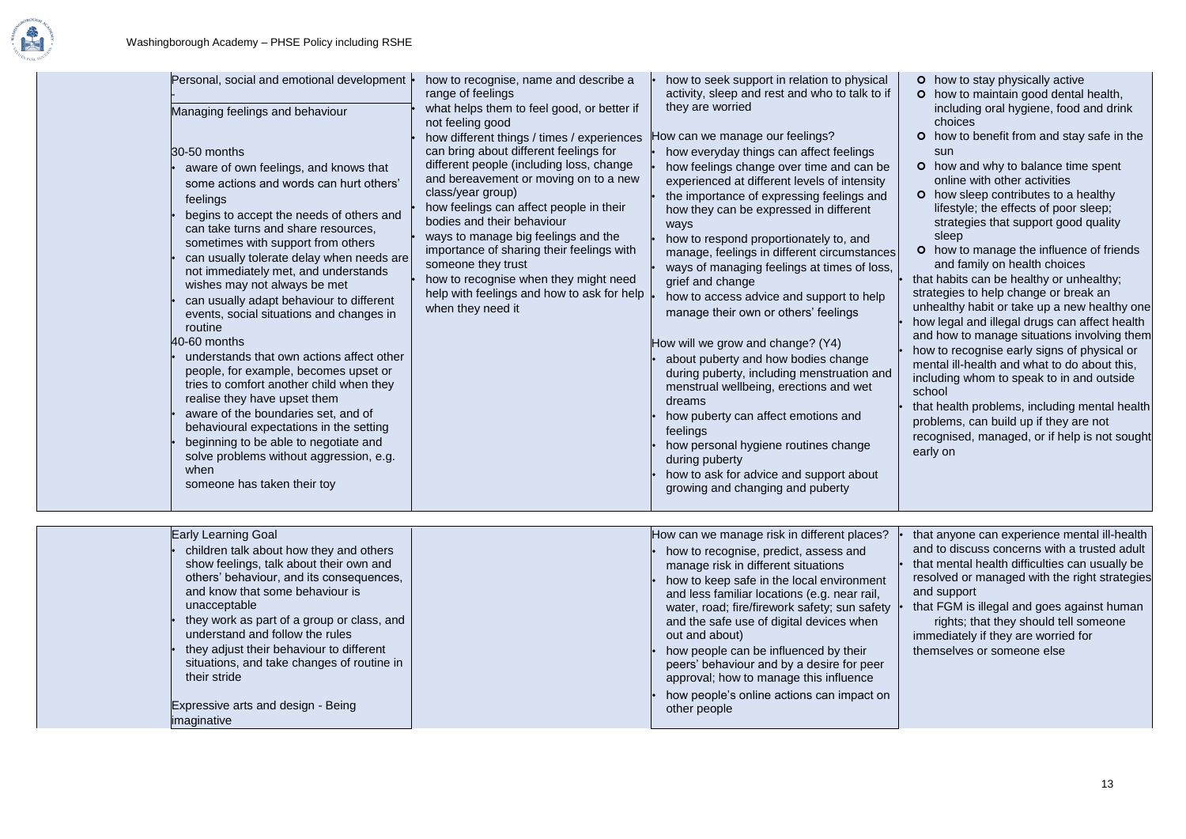| | | | | |
|---|---|---|---|---|
| | Personal, social and emotional development - <br> Managing feelings and behaviour <br><br> 30-50 months <br> • aware of own feelings, and knows that some actions and words can hurt others' feelings <br> • begins to accept the needs of others and can take turns and share resources, sometimes with support from others <br> • can usually tolerate delay when needs are not immediately met, and understands wishes may not always be met <br> • can usually adapt behaviour to different events, social situations and changes in routine <br> 40-60 months <br> • understands that own actions affect other people, for example, becomes upset or tries to comfort another child when they realise they have upset them <br> • aware of the boundaries set, and of behavioural expectations in the setting <br> • beginning to be able to negotiate and solve problems without aggression, e.g. when someone has taken their toy | • how to recognise, name and describe a range of feelings <br> • what helps them to feel good, or better if not feeling good <br> • how different things / times / experiences can bring about different feelings for different people (including loss, change and bereavement or moving on to a new class/year group) <br> • how feelings can affect people in their bodies and their behaviour <br> • ways to manage big feelings and the importance of sharing their feelings with someone they trust <br> • how to recognise when they might need help with feelings and how to ask for help when they need it | • how to seek support in relation to physical activity, sleep and rest and who to talk to if they are worried <br><br> How can we manage our feelings? <br> • how everyday things can affect feelings <br> • how feelings change over time and can be experienced at different levels of intensity <br> • the importance of expressing feelings and how they can be expressed in different ways <br> • how to respond proportionately to, and manage, feelings in different circumstances <br> • ways of managing feelings at times of loss, grief and change <br> • how to access advice and support to help manage their own or others' feelings <br><br> How will we grow and change? (Y4) <br> • about puberty and how bodies change during puberty, including menstruation and menstrual wellbeing, erections and wet dreams <br> • how puberty can affect emotions and feelings <br> • how personal hygiene routines change during puberty <br> • how to ask for advice and support about growing and changing and puberty | o how to stay physically active <br> o how to maintain good dental health, including oral hygiene, food and drink choices <br> o how to benefit from and stay safe in the sun <br> o how and why to balance time spent online with other activities <br> o how sleep contributes to a healthy lifestyle; the effects of poor sleep; strategies that support good quality sleep <br> o how to manage the influence of friends and family on health choices <br> • that habits can be healthy or unhealthy; strategies to help change or break an unhealthy habit or take up a new healthy one <br> • how legal and illegal drugs can affect health and how to manage situations involving them <br> • how to recognise early signs of physical or mental ill-health and what to do about this, including whom to speak to in and outside school <br> • that health problems, including mental health problems, can build up if they are not recognised, managed, or if help is not sought early on |
| | Early Learning Goal <br> • children talk about how they and others show feelings, talk about their own and others' behaviour, and its consequences, and know that some behaviour is unacceptable <br> • they work as part of a group or class, and understand and follow the rules <br> • they adjust their behaviour to different situations, and take changes of routine in their stride <br><br> Expressive arts and design - Being imaginative | | How can we manage risk in different places? <br> • how to recognise, predict, assess and manage risk in different situations <br> • how to keep safe in the local environment and less familiar locations (e.g. near rail, water, road; fire/firework safety; sun safety and the safe use of digital devices when out and about) <br> • how people can be influenced by their peers' behaviour and by a desire for peer approval; how to manage this influence <br> • how people's online actions can impact on other people | • that anyone can experience mental ill-health and to discuss concerns with a trusted adult <br> • that mental health difficulties can usually be resolved or managed with the right strategies and support <br> • that FGM is illegal and goes against human rights; that they should tell someone immediately if they are worried for themselves or someone else |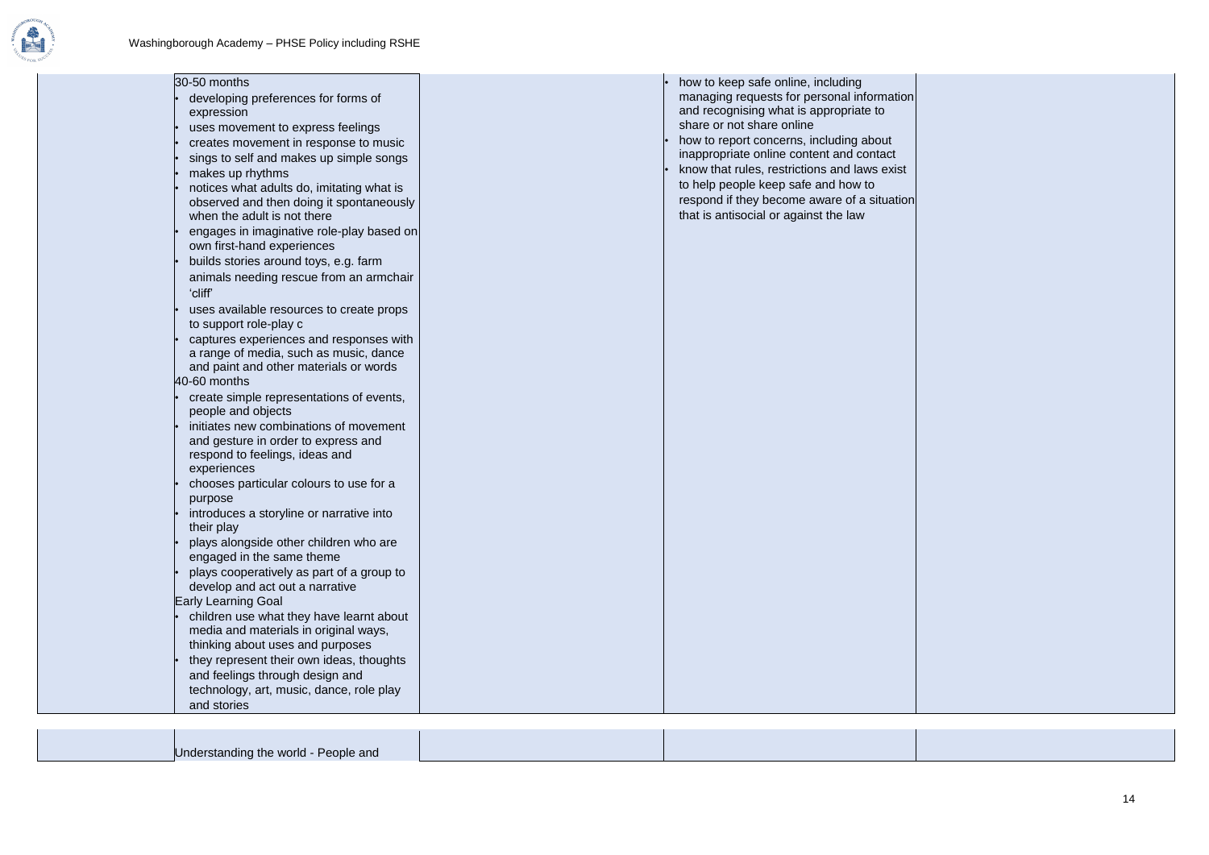| | | | | |
|---|---|---|---|---|
| | 30-50 months<br>• developing preferences for forms of expression<br>• uses movement to express feelings<br>• creates movement in response to music<br>• sings to self and makes up simple songs<br>• makes up rhythms<br>• notices what adults do, imitating what is observed and then doing it spontaneously when the adult is not there<br>• engages in imaginative role-play based on own first-hand experiences<br>• builds stories around toys, e.g. farm animals needing rescue from an armchair 'cliff'<br>• uses available resources to create props to support role-play c<br>• captures experiences and responses with a range of media, such as music, dance and paint and other materials or words<br>40-60 months<br>• create simple representations of events, people and objects<br>• initiates new combinations of movement and gesture in order to express and respond to feelings, ideas and experiences<br>• chooses particular colours to use for a purpose<br>• introduces a storyline or narrative into their play<br>• plays alongside other children who are engaged in the same theme<br>• plays cooperatively as part of a group to develop and act out a narrative<br>Early Learning Goal<br>• children use what they have learnt about media and materials in original ways, thinking about uses and purposes<br>• they represent their own ideas, thoughts and feelings through design and technology, art, music, dance, role play and stories | | • how to keep safe online, including managing requests for personal information and recognising what is appropriate to share or not share online<br>• how to report concerns, including about inappropriate online content and contact<br>• know that rules, restrictions and laws exist to help people keep safe and how to respond if they become aware of a situation that is antisocial or against the law | |
| | Understanding the world - People and | | | |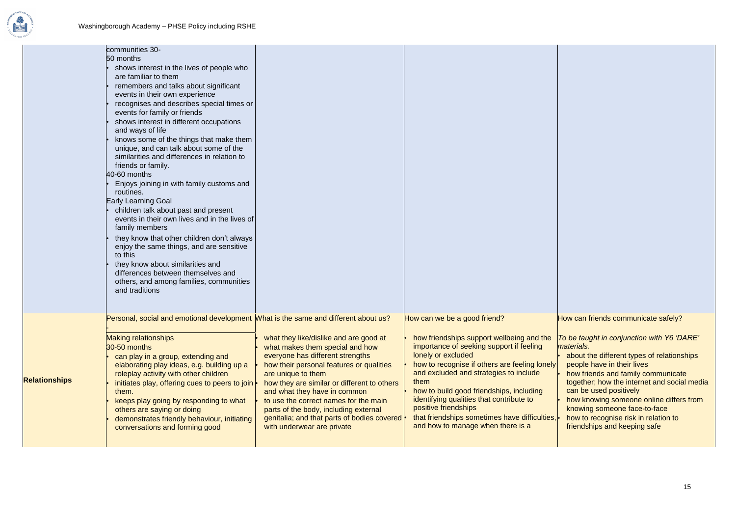| | | | | |
|---|---|---|---|---|
| | communities 30-<br>50 months<br>• shows interest in the lives of people who are familiar to them<br>• remembers and talks about significant events in their own experience<br>• recognises and describes special times or events for family or friends<br>• shows interest in different occupations and ways of life<br>• knows some of the things that make them unique, and can talk about some of the similarities and differences in relation to friends or family.<br>40-60 months<br>• Enjoys joining in with family customs and routines.<br>Early Learning Goal<br>• children talk about past and present events in their own lives and in the lives of family members<br>• they know that other children don't always enjoy the same things, and are sensitive to this<br>• they know about similarities and differences between themselves and others, and among families, communities and traditions | | | |
| **Relationships** | Personal, social and emotional development<br>-<br>Making relationships<br>30-50 months<br>• can play in a group, extending and elaborating play ideas, e.g. building up a roleplay activity with other children<br>• initiates play, offering cues to peers to join them.<br>• keeps play going by responding to what others are saying or doing<br>• demonstrates friendly behaviour, initiating conversations and forming good | What is the same and different about us?<br>• what they like/dislike and are good at<br>• what makes them special and how everyone has different strengths<br>• how their personal features or qualities are unique to them<br>• how they are similar or different to others and what they have in common<br>• to use the correct names for the main parts of the body, including external genitalia; and that parts of bodies covered with underwear are private | How can we be a good friend?<br>• how friendships support wellbeing and the importance of seeking support if feeling lonely or excluded<br>• how to recognise if others are feeling lonely and excluded and strategies to include them<br>• how to build good friendships, including identifying qualities that contribute to positive friendships<br>• that friendships sometimes have difficulties, and how to manage when there is a | How can friends communicate safely?<br>*To be taught in conjunction with Y6 'DARE' materials.*<br>• about the different types of relationships people have in their lives<br>• how friends and family communicate together; how the internet and social media can be used positively<br>• how knowing someone online differs from knowing someone face-to-face<br>• how to recognise risk in relation to friendships and keeping safe |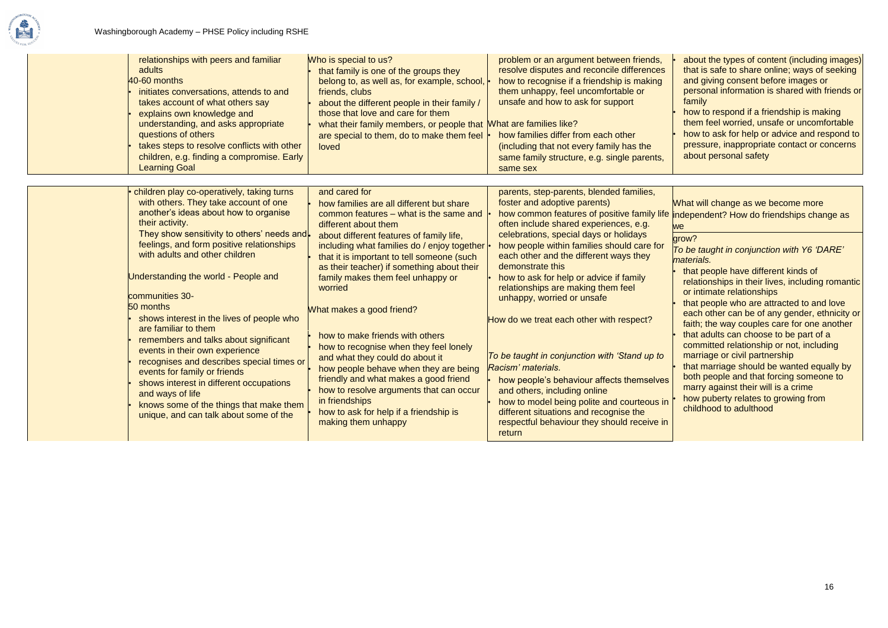| | | | | |
|---|---|---|---|---|
| | relationships with peers and familiar adults<br>40-60 months<br>• initiates conversations, attends to and takes account of what others say<br>• explains own knowledge and understanding, and asks appropriate questions of others<br>• takes steps to resolve conflicts with other children, e.g. finding a compromise. Early Learning Goal | Who is special to us?<br>• that family is one of the groups they belong to, as well as, for example, school, friends, clubs<br>• about the different people in their family / those that love and care for them<br>• what their family members, or people that are special to them, do to make them feel loved | problem or an argument between friends, resolve disputes and reconcile differences<br>• how to recognise if a friendship is making them unhappy, feel uncomfortable or unsafe and how to ask for support<br>What are families like?<br>• how families differ from each other (including that not every family has the same family structure, e.g. single parents, same sex | • about the types of content (including images) that is safe to share online; ways of seeking and giving consent before images or personal information is shared with friends or family<br>• how to respond if a friendship is making them feel worried, unsafe or uncomfortable<br>• how to ask for help or advice and respond to pressure, inappropriate contact or concerns about personal safety |

| | | | | |
|---|---|---|---|---|
| | • children play co-operatively, taking turns with others. They take account of one another's ideas about how to organise their activity.<br>They show sensitivity to others' needs and feelings, and form positive relationships with adults and other children<br><br>Understanding the world - People and communities 30-50 months<br>• shows interest in the lives of people who are familiar to them<br>• remembers and talks about significant events in their own experience<br>• recognises and describes special times or events for family or friends<br>• shows interest in different occupations and ways of life<br>• knows some of the things that make them unique, and can talk about some of the | and cared for<br>• how families are all different but share common features – what is the same and different about them<br>• about different features of family life, including what families do / enjoy together<br>• that it is important to tell someone (such as their teacher) if something about their family makes them feel unhappy or worried<br><br>What makes a good friend?<br><br>• how to make friends with others<br>• how to recognise when they feel lonely and what they could do about it<br>• how people behave when they are being friendly and what makes a good friend<br>• how to resolve arguments that can occur in friendships<br>• how to ask for help if a friendship is making them unhappy | parents, step-parents, blended families, foster and adoptive parents)<br>• how common features of positive family life often include shared experiences, e.g. celebrations, special days or holidays<br>• how people within families should care for each other and the different ways they demonstrate this<br>• how to ask for help or advice if family relationships are making them feel unhappy, worried or unsafe<br><br>How do we treat each other with respect?<br><br>*To be taught in conjunction with 'Stand up to Racism' materials.*<br>• how people's behaviour affects themselves and others, including online<br>• how to model being polite and courteous in different situations and recognise the respectful behaviour they should receive in return | What will change as we become more independent? How do friendships change as we grow?<br>*To be taught in conjunction with Y6 'DARE' materials.*<br>• that people have different kinds of relationships in their lives, including romantic or intimate relationships<br>• that people who are attracted to and love each other can be of any gender, ethnicity or faith; the way couples care for one another<br>• that adults can choose to be part of a committed relationship or not, including marriage or civil partnership<br>• that marriage should be wanted equally by both people and that forcing someone to marry against their will is a crime<br>• how puberty relates to growing from childhood to adulthood |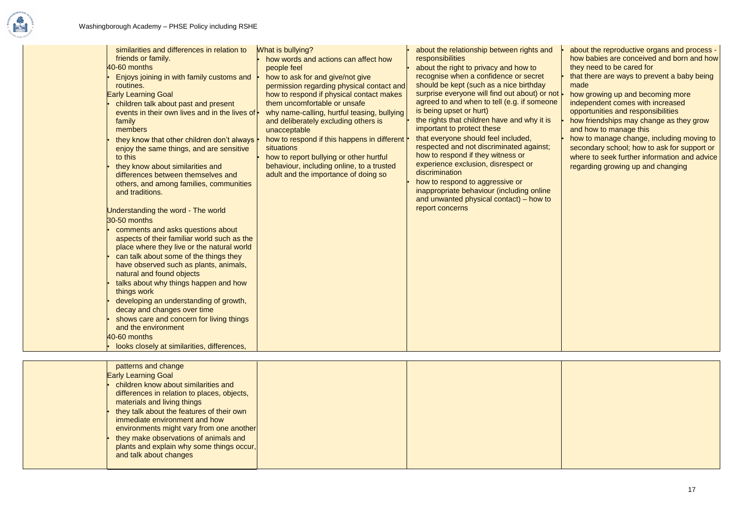| | | | | |
|---|---|---|---|---|
| | similarities and differences in relation to friends or family.<br>40-60 months<br>• Enjoys joining in with family customs and routines.<br>Early Learning Goal<br>• children talk about past and present events in their own lives and in the lives of family members<br>• they know that other children don't always enjoy the same things, and are sensitive to this<br>• they know about similarities and differences between themselves and others, and among families, communities and traditions.<br><br>Understanding the word - The world<br>30-50 months<br>• comments and asks questions about aspects of their familiar world such as the place where they live or the natural world<br>• can talk about some of the things they have observed such as plants, animals, natural and found objects<br>• talks about why things happen and how things work<br>• developing an understanding of growth, decay and changes over time<br>• shows care and concern for living things and the environment<br>40-60 months<br>• looks closely at similarities, differences, | What is bullying?<br>• how words and actions can affect how people feel<br>• how to ask for and give/not give permission regarding physical contact and how to respond if physical contact makes them uncomfortable or unsafe<br>• why name-calling, hurtful teasing, bullying and deliberately excluding others is unacceptable<br>• how to respond if this happens in different situations<br>• how to report bullying or other hurtful behaviour, including online, to a trusted adult and the importance of doing so | • about the relationship between rights and responsibilities<br>• about the right to privacy and how to recognise when a confidence or secret should be kept (such as a nice birthday surprise everyone will find out about) or not agreed to and when to tell (e.g. if someone is being upset or hurt)<br>• the rights that children have and why it is important to protect these<br>• that everyone should feel included, respected and not discriminated against; how to respond if they witness or experience exclusion, disrespect or discrimination<br>• how to respond to aggressive or inappropriate behaviour (including online and unwanted physical contact) – how to report concerns | • about the reproductive organs and process - how babies are conceived and born and how they need to be cared for<br>• that there are ways to prevent a baby being made<br>• how growing up and becoming more independent comes with increased opportunities and responsibilities<br>• how friendships may change as they grow and how to manage this<br>• how to manage change, including moving to secondary school; how to ask for support or where to seek further information and advice regarding growing up and changing |
| | patterns and change<br>Early Learning Goal<br>• children know about similarities and differences in relation to places, objects, materials and living things<br>• they talk about the features of their own immediate environment and how environments might vary from one another<br>• they make observations of animals and plants and explain why some things occur, and talk about changes | | | |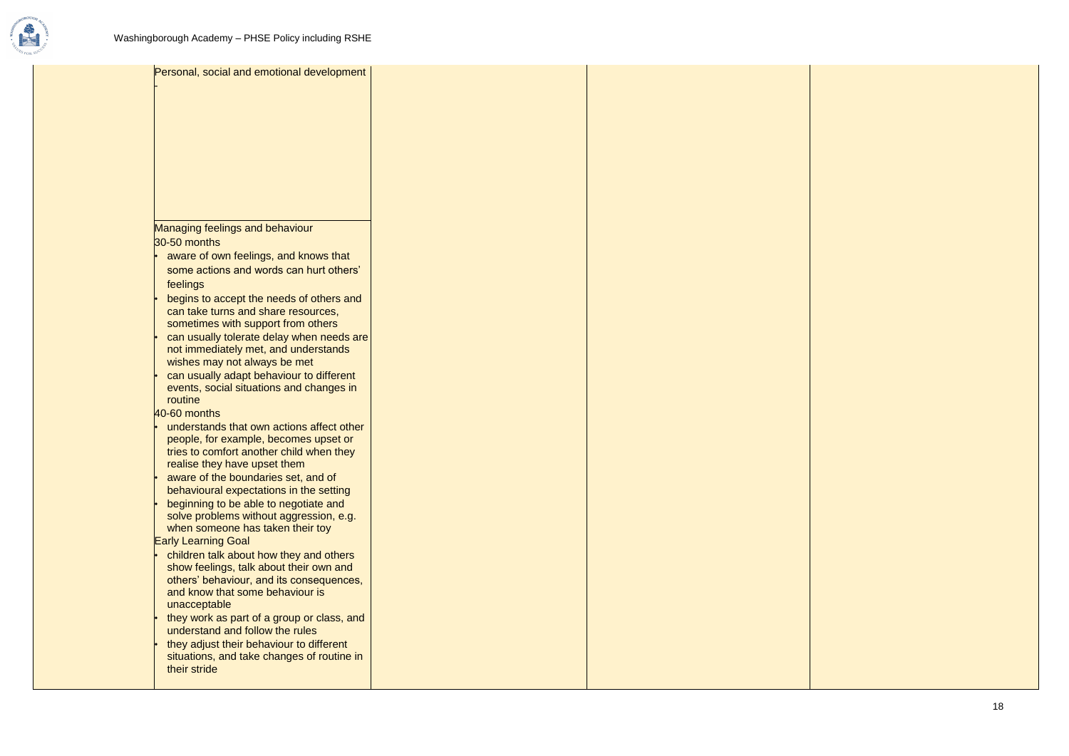| | | | | |
|---|---|---|---|---|
| | Personal, social and emotional development<br>- | | | |
| | Managing feelings and behaviour<br>30-50 months<br>• aware of own feelings, and knows that some actions and words can hurt others' feelings<br>• begins to accept the needs of others and can take turns and share resources, sometimes with support from others<br>• can usually tolerate delay when needs are not immediately met, and understands wishes may not always be met<br>• can usually adapt behaviour to different events, social situations and changes in routine<br>40-60 months<br>• understands that own actions affect other people, for example, becomes upset or tries to comfort another child when they realise they have upset them<br>• aware of the boundaries set, and of behavioural expectations in the setting<br>• beginning to be able to negotiate and solve problems without aggression, e.g. when someone has taken their toy<br>Early Learning Goal<br>• children talk about how they and others show feelings, talk about their own and others' behaviour, and its consequences, and know that some behaviour is unacceptable<br>• they work as part of a group or class, and understand and follow the rules<br>• they adjust their behaviour to different situations, and take changes of routine in their stride | | | |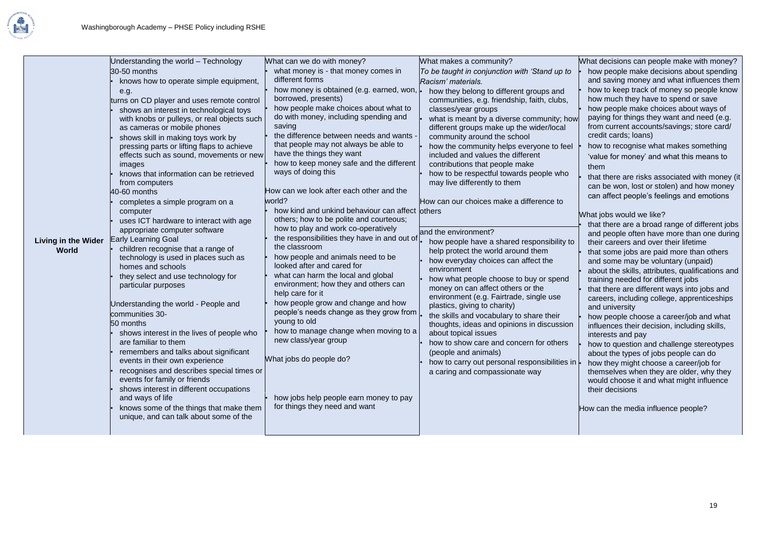| Living in the Wider World | Understanding the world – Technology<br>30-50 months<br>• knows how to operate simple equipment, e.g.<br>turns on CD player and uses remote control<br>• shows an interest in technological toys with knobs or pulleys, or real objects such as cameras or mobile phones<br>• shows skill in making toys work by pressing parts or lifting flaps to achieve effects such as sound, movements or new images<br>• knows that information can be retrieved from computers<br>40-60 months<br>• completes a simple program on a computer<br>• uses ICT hardware to interact with age appropriate computer software<br>Early Learning Goal<br>• children recognise that a range of technology is used in places such as homes and schools<br>• they select and use technology for particular purposes<br><br>Understanding the world - People and communities 30-<br>50 months<br>• shows interest in the lives of people who are familiar to them<br>• remembers and talks about significant events in their own experience<br>• recognises and describes special times or events for family or friends<br>• shows interest in different occupations and ways of life<br>• knows some of the things that make them unique, and can talk about some of the | What can we do with money?<br>• what money is - that money comes in different forms<br>• how money is obtained (e.g. earned, won, borrowed, presents)<br>• how people make choices about what to do with money, including spending and saving<br>• the difference between needs and wants - that people may not always be able to have the things they want<br>• how to keep money safe and the different ways of doing this<br><br>How can we look after each other and the world?<br>• how kind and unkind behaviour can affect others; how to be polite and courteous; how to play and work co-operatively<br>• the responsibilities they have in and out of the classroom<br>• how people and animals need to be looked after and cared for<br>• what can harm the local and global environment; how they and others can help care for it<br>• how people grow and change and how people's needs change as they grow from young to old<br>• how to manage change when moving to a new class/year group<br><br>What jobs do people do?<br><br>• how jobs help people earn money to pay for things they need and want | What makes a community?<br>*To be taught in conjunction with 'Stand up to Racism' materials.*<br>• how they belong to different groups and communities, e.g. friendship, faith, clubs, classes/year groups<br>• what is meant by a diverse community; how different groups make up the wider/local community around the school<br>• how the community helps everyone to feel included and values the different contributions that people make<br>• how to be respectful towards people who may live differently to them<br><br>How can our choices make a difference to others and the environment?<br>• how people have a shared responsibility to help protect the world around them<br>• how everyday choices can affect the environment<br>• how what people choose to buy or spend money on can affect others or the environment (e.g. Fairtrade, single use plastics, giving to charity)<br>• the skills and vocabulary to share their thoughts, ideas and opinions in discussion about topical issues<br>• how to show care and concern for others (people and animals)<br>• how to carry out personal responsibilities in a caring and compassionate way | What decisions can people make with money?<br>• how people make decisions about spending and saving money and what influences them<br>• how to keep track of money so people know how much they have to spend or save<br>• how people make choices about ways of paying for things they want and need (e.g. from current accounts/savings; store card/ credit cards; loans)<br>• how to recognise what makes something 'value for money' and what this means to them<br>• that there are risks associated with money (it can be won, lost or stolen) and how money can affect people's feelings and emotions<br><br>What jobs would we like?<br>• that there are a broad range of different jobs and people often have more than one during their careers and over their lifetime<br>• that some jobs are paid more than others and some may be voluntary (unpaid)<br>• about the skills, attributes, qualifications and training needed for different jobs<br>• that there are different ways into jobs and careers, including college, apprenticeships and university<br>• how people choose a career/job and what influences their decision, including skills, interests and pay<br>• how to question and challenge stereotypes about the types of jobs people can do<br>• how they might choose a career/job for themselves when they are older, why they would choose it and what might influence their decisions<br><br>How can the media influence people? |
|---|---|---|---|---|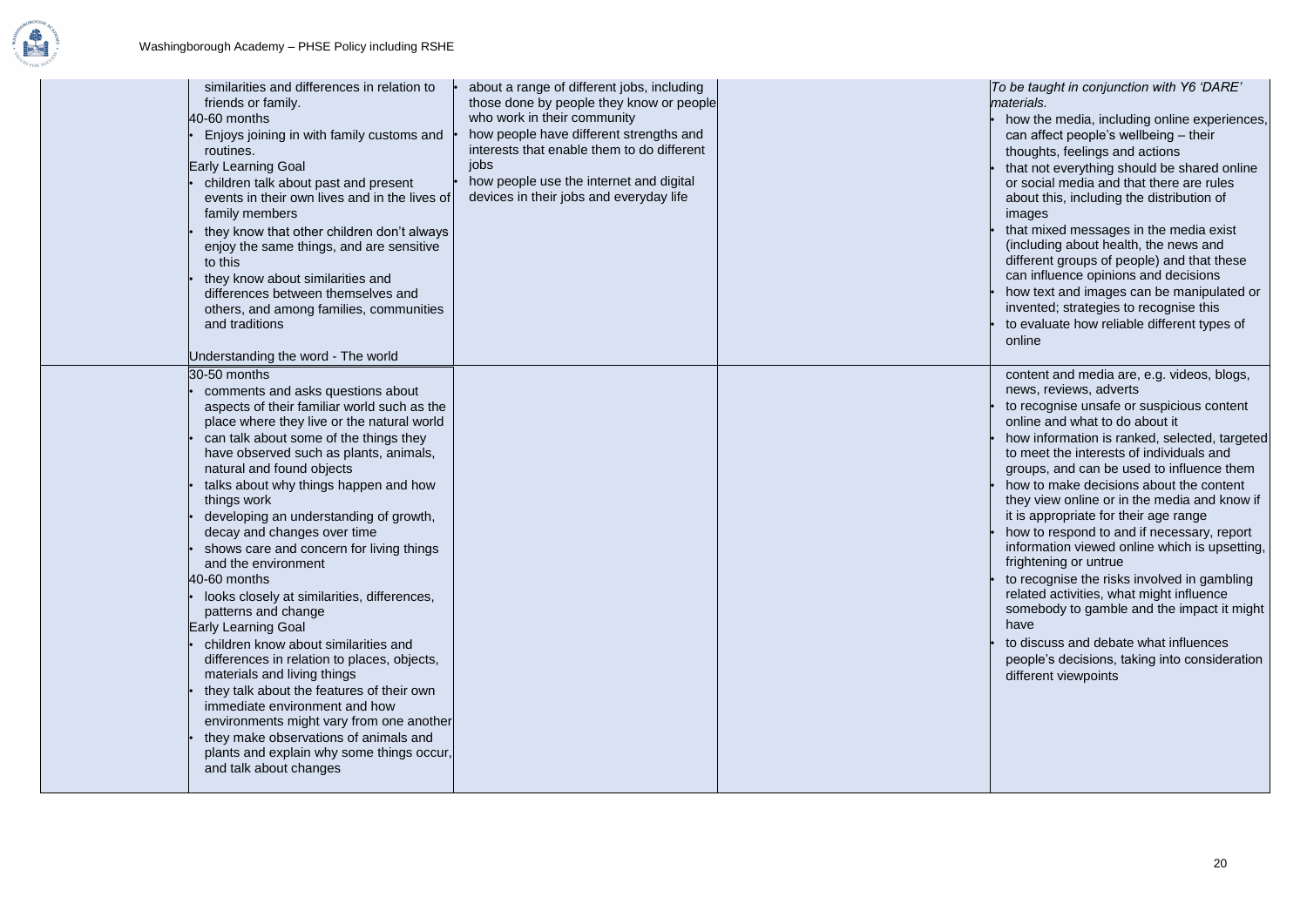| | | | | |
|---|---|---|---|---|
| | similarities and differences in relation to friends or family.<br>40-60 months<br>• Enjoys joining in with family customs and routines.<br>Early Learning Goal<br>• children talk about past and present events in their own lives and in the lives of family members<br>• they know that other children don't always enjoy the same things, and are sensitive to this<br>• they know about similarities and differences between themselves and others, and among families, communities and traditions<br><br>Understanding the word - The world | • about a range of different jobs, including those done by people they know or people who work in their community<br>• how people have different strengths and interests that enable them to do different jobs<br>• how people use the internet and digital devices in their jobs and everyday life | | *To be taught in conjunction with Y6 'DARE' materials.*<br>• how the media, including online experiences, can affect people's wellbeing – their thoughts, feelings and actions<br>• that not everything should be shared online or social media and that there are rules about this, including the distribution of images<br>• that mixed messages in the media exist (including about health, the news and different groups of people) and that these can influence opinions and decisions<br>• how text and images can be manipulated or invented; strategies to recognise this<br>• to evaluate how reliable different types of online |
| | 30-50 months<br>• comments and asks questions about aspects of their familiar world such as the place where they live or the natural world<br>• can talk about some of the things they have observed such as plants, animals, natural and found objects<br>• talks about why things happen and how things work<br>• developing an understanding of growth, decay and changes over time<br>• shows care and concern for living things and the environment<br>40-60 months<br>• looks closely at similarities, differences, patterns and change<br>Early Learning Goal<br>• children know about similarities and differences in relation to places, objects, materials and living things<br>• they talk about the features of their own immediate environment and how environments might vary from one another<br>• they make observations of animals and plants and explain why some things occur, and talk about changes | | | content and media are, e.g. videos, blogs, news, reviews, adverts<br>• to recognise unsafe or suspicious content online and what to do about it<br>• how information is ranked, selected, targeted to meet the interests of individuals and groups, and can be used to influence them<br>• how to make decisions about the content they view online or in the media and know if it is appropriate for their age range<br>• how to respond to and if necessary, report information viewed online which is upsetting, frightening or untrue<br>• to recognise the risks involved in gambling related activities, what might influence somebody to gamble and the impact it might have<br>• to discuss and debate what influences people's decisions, taking into consideration different viewpoints |